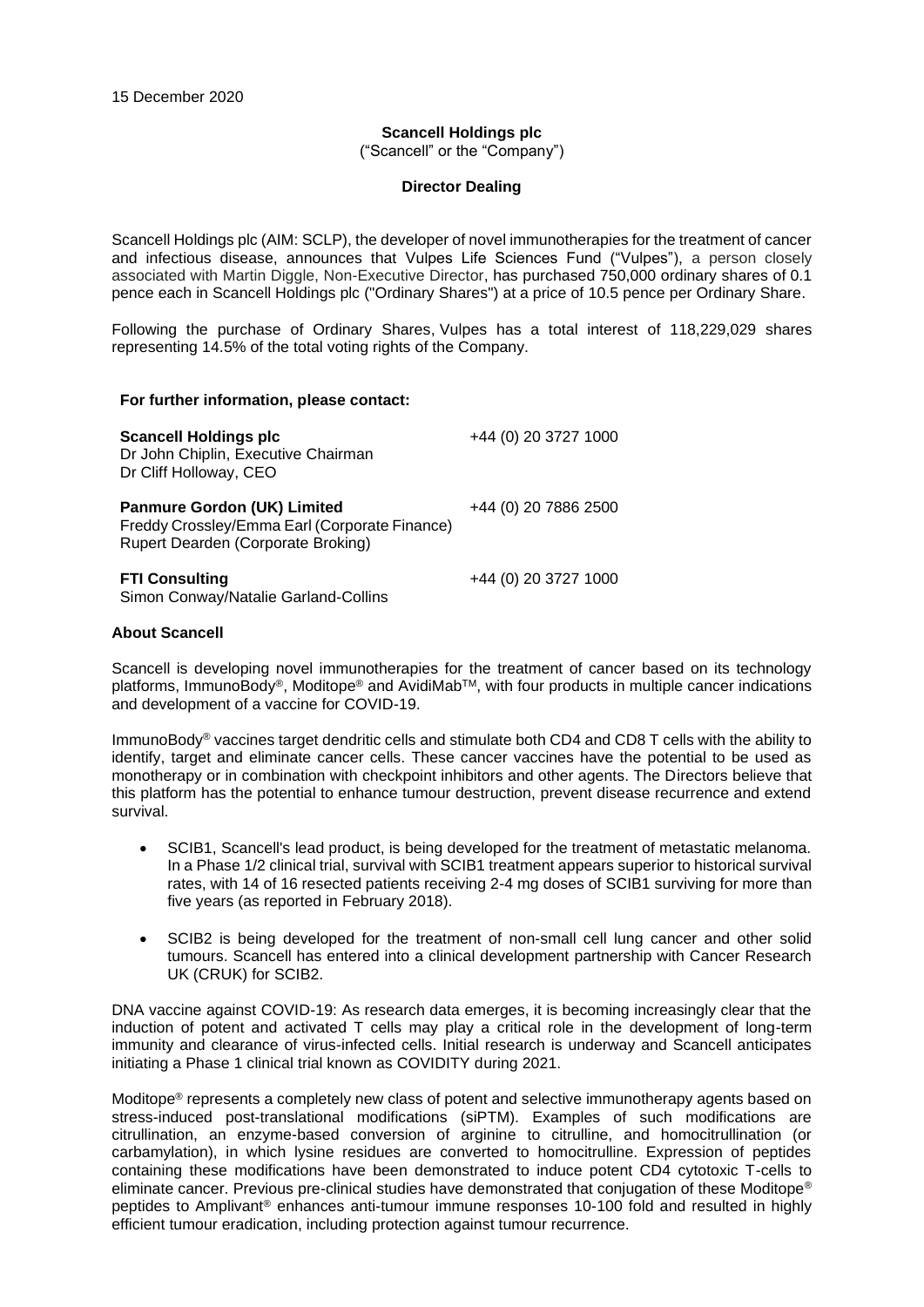15 December 2020

**Scancell Holdings plc**

("Scancell" or the "Company")

**Director Dealing**

Scancell Holdings plc (AIM: SCLP), the developer of novel immunotherapies for the treatment of cancer and infectious disease, announces that Vulpes Life Sciences Fund ("Vulpes"), a person closely associated with Martin Diggle, Non-Executive Director, has purchased 750,000 ordinary shares of 0.1 pence each in Scancell Holdings plc ("Ordinary Shares") at a price of 10.5 pence per Ordinary Share.

Following the purchase of Ordinary Shares, Vulpes has a total interest of 118,229,029 shares representing 14.5% of the total voting rights of the Company.

**For further information, please contact:**

| | |
|---|---|
| **Scancell Holdings plc**<br>Dr John Chiplin, Executive Chairman<br>Dr Cliff Holloway, CEO | +44 (0) 20 3727 1000 |
| **Panmure Gordon (UK) Limited**<br>Freddy Crossley/Emma Earl (Corporate Finance)<br>Rupert Dearden (Corporate Broking) | +44 (0) 20 7886 2500 |
| **FTI Consulting**<br>Simon Conway/Natalie Garland-Collins | +44 (0) 20 3727 1000 |

**About Scancell**

Scancell is developing novel immunotherapies for the treatment of cancer based on its technology platforms, ImmunoBody®, Moditope® and AvidiMab™, with four products in multiple cancer indications and development of a vaccine for COVID-19.

ImmunoBody® vaccines target dendritic cells and stimulate both CD4 and CD8 T cells with the ability to identify, target and eliminate cancer cells. These cancer vaccines have the potential to be used as monotherapy or in combination with checkpoint inhibitors and other agents. The Directors believe that this platform has the potential to enhance tumour destruction, prevent disease recurrence and extend survival.

- SCIB1, Scancell's lead product, is being developed for the treatment of metastatic melanoma. In a Phase 1/2 clinical trial, survival with SCIB1 treatment appears superior to historical survival rates, with 14 of 16 resected patients receiving 2-4 mg doses of SCIB1 surviving for more than five years (as reported in February 2018).

- SCIB2 is being developed for the treatment of non-small cell lung cancer and other solid tumours. Scancell has entered into a clinical development partnership with Cancer Research UK (CRUK) for SCIB2.

DNA vaccine against COVID-19: As research data emerges, it is becoming increasingly clear that the induction of potent and activated T cells may play a critical role in the development of long-term immunity and clearance of virus-infected cells. Initial research is underway and Scancell anticipates initiating a Phase 1 clinical trial known as COVIDITY during 2021.

Moditope® represents a completely new class of potent and selective immunotherapy agents based on stress-induced post-translational modifications (siPTM). Examples of such modifications are citrullination, an enzyme-based conversion of arginine to citrulline, and homocitrullination (or carbamylation), in which lysine residues are converted to homocitrulline. Expression of peptides containing these modifications have been demonstrated to induce potent CD4 cytotoxic T-cells to eliminate cancer. Previous pre-clinical studies have demonstrated that conjugation of these Moditope® peptides to Amplivant® enhances anti-tumour immune responses 10-100 fold and resulted in highly efficient tumour eradication, including protection against tumour recurrence.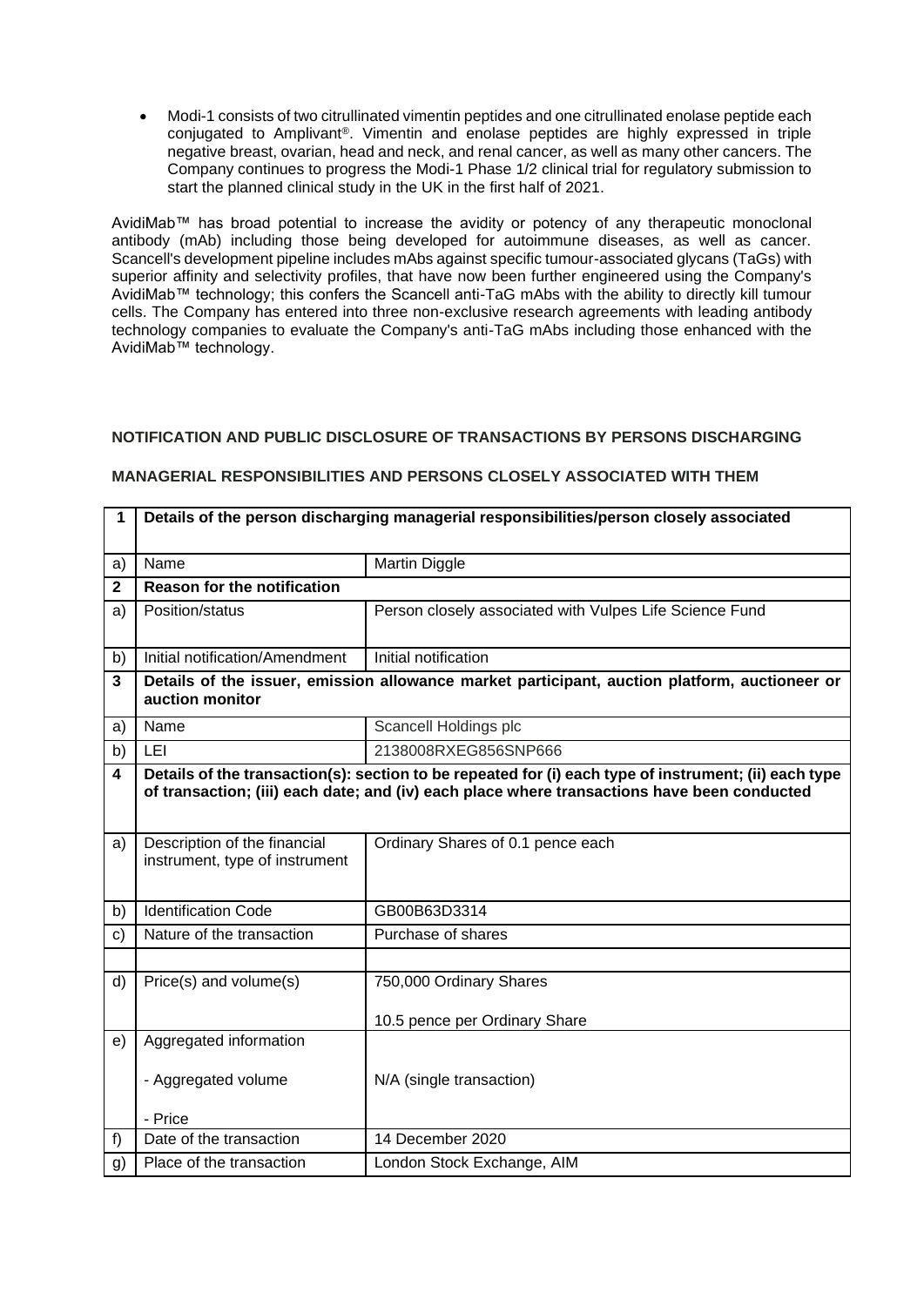- Modi-1 consists of two citrullinated vimentin peptides and one citrullinated enolase peptide each conjugated to Amplivant®. Vimentin and enolase peptides are highly expressed in triple negative breast, ovarian, head and neck, and renal cancer, as well as many other cancers. The Company continues to progress the Modi-1 Phase 1/2 clinical trial for regulatory submission to start the planned clinical study in the UK in the first half of 2021.

AvidiMab™ has broad potential to increase the avidity or potency of any therapeutic monoclonal antibody (mAb) including those being developed for autoimmune diseases, as well as cancer. Scancell's development pipeline includes mAbs against specific tumour-associated glycans (TaGs) with superior affinity and selectivity profiles, that have now been further engineered using the Company's AvidiMab™ technology; this confers the Scancell anti-TaG mAbs with the ability to directly kill tumour cells. The Company has entered into three non-exclusive research agreements with leading antibody technology companies to evaluate the Company's anti-TaG mAbs including those enhanced with the AvidiMab™ technology.

**NOTIFICATION AND PUBLIC DISCLOSURE OF TRANSACTIONS BY PERSONS DISCHARGING MANAGERIAL RESPONSIBILITIES AND PERSONS CLOSELY ASSOCIATED WITH THEM**

| | | |
|---|---|---|
| **1** | **Details of the person discharging managerial responsibilities/person closely associated** | |
| a) | Name | Martin Diggle |
| **2** | **Reason for the notification** | |
| a) | Position/status | Person closely associated with Vulpes Life Science Fund |
| b) | Initial notification/Amendment | Initial notification |
| **3** | **Details of the issuer, emission allowance market participant, auction platform, auctioneer or auction monitor** | |
| a) | Name | Scancell Holdings plc |
| b) | LEI | 2138008RXEG856SNP666 |
| **4** | **Details of the transaction(s): section to be repeated for (i) each type of instrument; (ii) each type of transaction; (iii) each date; and (iv) each place where transactions have been conducted** | |
| a) | Description of the financial instrument, type of instrument | Ordinary Shares of 0.1 pence each |
| b) | Identification Code | GB00B63D3314 |
| c) | Nature of the transaction | Purchase of shares |
| | | |
| d) | Price(s) and volume(s) | 750,000 Ordinary Shares<br><br>10.5 pence per Ordinary Share |
| e) | Aggregated information<br><br>- Aggregated volume<br><br>- Price | N/A (single transaction) |
| f) | Date of the transaction | 14 December 2020 |
| g) | Place of the transaction | London Stock Exchange, AIM |